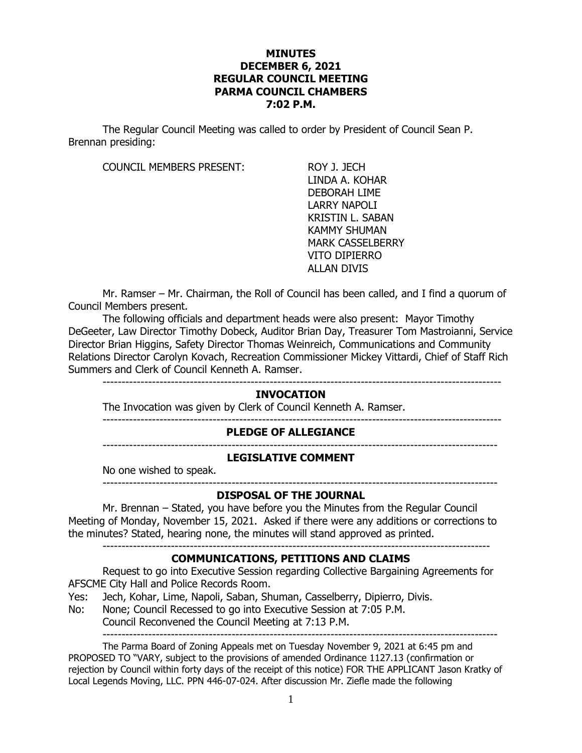# MINUTES
# DECEMBER 6, 2021
# REGULAR COUNCIL MEETING
# PARMA COUNCIL CHAMBERS
# 7:02 P.M.

The Regular Council Meeting was called to order by President of Council Sean P. Brennan presiding:

COUNCIL MEMBERS PRESENT:

ROY J. JECH
LINDA A. KOHAR
DEBORAH LIME
LARRY NAPOLI
KRISTIN L. SABAN
KAMMY SHUMAN
MARK CASSELBERRY
VITO DIPIERRO
ALLAN DIVIS

Mr. Ramser – Mr. Chairman, the Roll of Council has been called, and I find a quorum of Council Members present.

The following officials and department heads were also present: Mayor Timothy DeGeeter, Law Director Timothy Dobeck, Auditor Brian Day, Treasurer Tom Mastroianni, Service Director Brian Higgins, Safety Director Thomas Weinreich, Communications and Community Relations Director Carolyn Kovach, Recreation Commissioner Mickey Vittardi, Chief of Staff Rich Summers and Clerk of Council Kenneth A. Ramser.

---

## INVOCATION

The Invocation was given by Clerk of Council Kenneth A. Ramser.

---

## PLEDGE OF ALLEGIANCE

---

## LEGISLATIVE COMMENT

No one wished to speak.

---

## DISPOSAL OF THE JOURNAL

Mr. Brennan – Stated, you have before you the Minutes from the Regular Council Meeting of Monday, November 15, 2021. Asked if there were any additions or corrections to the minutes? Stated, hearing none, the minutes will stand approved as printed.

---

## COMMUNICATIONS, PETITIONS AND CLAIMS

Request to go into Executive Session regarding Collective Bargaining Agreements for AFSCME City Hall and Police Records Room.

Yes: Jech, Kohar, Lime, Napoli, Saban, Shuman, Casselberry, Dipierro, Divis.
No: None; Council Recessed to go into Executive Session at 7:05 P.M.
Council Reconvened the Council Meeting at 7:13 P.M.

---

The Parma Board of Zoning Appeals met on Tuesday November 9, 2021 at 6:45 pm and PROPOSED TO "VARY, subject to the provisions of amended Ordinance 1127.13 (confirmation or rejection by Council within forty days of the receipt of this notice) FOR THE APPLICANT Jason Kratky of Local Legends Moving, LLC. PPN 446-07-024. After discussion Mr. Ziefle made the following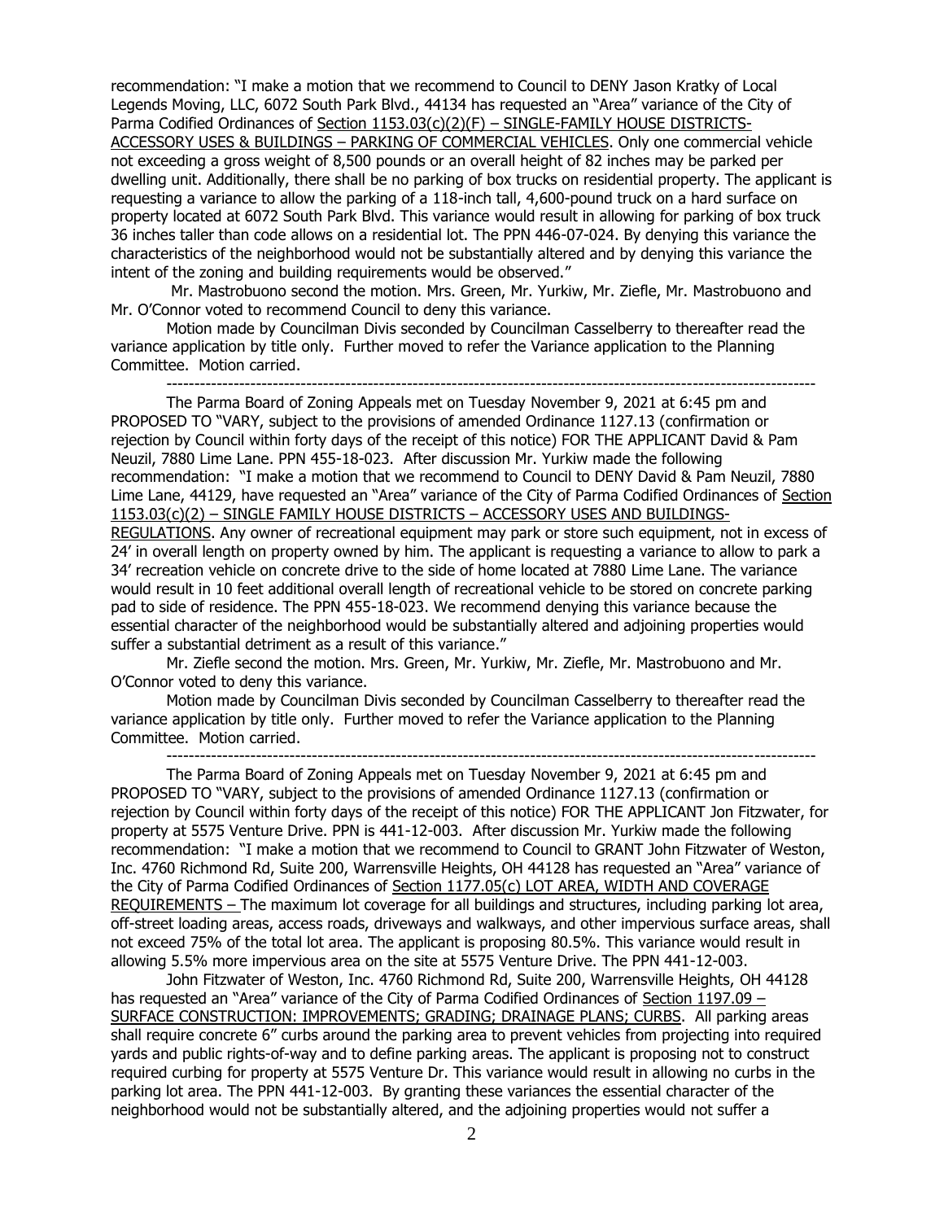recommendation: "I make a motion that we recommend to Council to DENY Jason Kratky of Local Legends Moving, LLC, 6072 South Park Blvd., 44134 has requested an "Area" variance of the City of Parma Codified Ordinances of Section 1153.03(c)(2)(F) – SINGLE-FAMILY HOUSE DISTRICTS-ACCESSORY USES & BUILDINGS – PARKING OF COMMERCIAL VEHICLES. Only one commercial vehicle not exceeding a gross weight of 8,500 pounds or an overall height of 82 inches may be parked per dwelling unit. Additionally, there shall be no parking of box trucks on residential property. The applicant is requesting a variance to allow the parking of a 118-inch tall, 4,600-pound truck on a hard surface on property located at 6072 South Park Blvd. This variance would result in allowing for parking of box truck 36 inches taller than code allows on a residential lot. The PPN 446-07-024. By denying this variance the characteristics of the neighborhood would not be substantially altered and by denying this variance the intent of the zoning and building requirements would be observed."

Mr. Mastrobuono second the motion. Mrs. Green, Mr. Yurkiw, Mr. Ziefle, Mr. Mastrobuono and Mr. O'Connor voted to recommend Council to deny this variance.

Motion made by Councilman Divis seconded by Councilman Casselberry to thereafter read the variance application by title only. Further moved to refer the Variance application to the Planning Committee. Motion carried.

---

The Parma Board of Zoning Appeals met on Tuesday November 9, 2021 at 6:45 pm and PROPOSED TO "VARY, subject to the provisions of amended Ordinance 1127.13 (confirmation or rejection by Council within forty days of the receipt of this notice) FOR THE APPLICANT David & Pam Neuzil, 7880 Lime Lane. PPN 455-18-023. After discussion Mr. Yurkiw made the following recommendation: "I make a motion that we recommend to Council to DENY David & Pam Neuzil, 7880 Lime Lane, 44129, have requested an "Area" variance of the City of Parma Codified Ordinances of Section 1153.03(c)(2) – SINGLE FAMILY HOUSE DISTRICTS – ACCESSORY USES AND BUILDINGS-REGULATIONS. Any owner of recreational equipment may park or store such equipment, not in excess of 24' in overall length on property owned by him. The applicant is requesting a variance to allow to park a 34' recreation vehicle on concrete drive to the side of home located at 7880 Lime Lane. The variance would result in 10 feet additional overall length of recreational vehicle to be stored on concrete parking pad to side of residence. The PPN 455-18-023. We recommend denying this variance because the essential character of the neighborhood would be substantially altered and adjoining properties would suffer a substantial detriment as a result of this variance."

Mr. Ziefle second the motion. Mrs. Green, Mr. Yurkiw, Mr. Ziefle, Mr. Mastrobuono and Mr. O'Connor voted to deny this variance.

Motion made by Councilman Divis seconded by Councilman Casselberry to thereafter read the variance application by title only. Further moved to refer the Variance application to the Planning Committee. Motion carried.

---

The Parma Board of Zoning Appeals met on Tuesday November 9, 2021 at 6:45 pm and PROPOSED TO "VARY, subject to the provisions of amended Ordinance 1127.13 (confirmation or rejection by Council within forty days of the receipt of this notice) FOR THE APPLICANT Jon Fitzwater, for property at 5575 Venture Drive. PPN is 441-12-003. After discussion Mr. Yurkiw made the following recommendation: "I make a motion that we recommend to Council to GRANT John Fitzwater of Weston, Inc. 4760 Richmond Rd, Suite 200, Warrensville Heights, OH 44128 has requested an "Area" variance of the City of Parma Codified Ordinances of Section 1177.05(c) LOT AREA, WIDTH AND COVERAGE REQUIREMENTS – The maximum lot coverage for all buildings and structures, including parking lot area, off-street loading areas, access roads, driveways and walkways, and other impervious surface areas, shall not exceed 75% of the total lot area. The applicant is proposing 80.5%. This variance would result in allowing 5.5% more impervious area on the site at 5575 Venture Drive. The PPN 441-12-003.

John Fitzwater of Weston, Inc. 4760 Richmond Rd, Suite 200, Warrensville Heights, OH 44128 has requested an "Area" variance of the City of Parma Codified Ordinances of Section 1197.09 – SURFACE CONSTRUCTION: IMPROVEMENTS; GRADING; DRAINAGE PLANS; CURBS. All parking areas shall require concrete 6" curbs around the parking area to prevent vehicles from projecting into required yards and public rights-of-way and to define parking areas. The applicant is proposing not to construct required curbing for property at 5575 Venture Dr. This variance would result in allowing no curbs in the parking lot area. The PPN 441-12-003. By granting these variances the essential character of the neighborhood would not be substantially altered, and the adjoining properties would not suffer a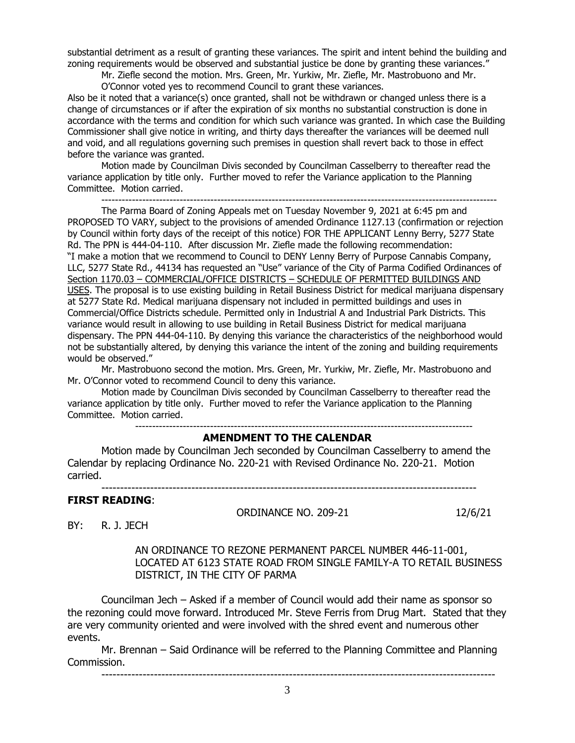substantial detriment as a result of granting these variances. The spirit and intent behind the building and zoning requirements would be observed and substantial justice be done by granting these variances."

Mr. Ziefle second the motion. Mrs. Green, Mr. Yurkiw, Mr. Ziefle, Mr. Mastrobuono and Mr. O'Connor voted yes to recommend Council to grant these variances.

Also be it noted that a variance(s) once granted, shall not be withdrawn or changed unless there is a change of circumstances or if after the expiration of six months no substantial construction is done in accordance with the terms and condition for which such variance was granted. In which case the Building Commissioner shall give notice in writing, and thirty days thereafter the variances will be deemed null and void, and all regulations governing such premises in question shall revert back to those in effect before the variance was granted.

Motion made by Councilman Divis seconded by Councilman Casselberry to thereafter read the variance application by title only. Further moved to refer the Variance application to the Planning Committee. Motion carried.

---

The Parma Board of Zoning Appeals met on Tuesday November 9, 2021 at 6:45 pm and PROPOSED TO VARY, subject to the provisions of amended Ordinance 1127.13 (confirmation or rejection by Council within forty days of the receipt of this notice) FOR THE APPLICANT Lenny Berry, 5277 State Rd. The PPN is 444-04-110. After discussion Mr. Ziefle made the following recommendation: "I make a motion that we recommend to Council to DENY Lenny Berry of Purpose Cannabis Company, LLC, 5277 State Rd., 44134 has requested an "Use" variance of the City of Parma Codified Ordinances of Section 1170.03 – COMMERCIAL/OFFICE DISTRICTS – SCHEDULE OF PERMITTED BUILDINGS AND USES. The proposal is to use existing building in Retail Business District for medical marijuana dispensary at 5277 State Rd. Medical marijuana dispensary not included in permitted buildings and uses in Commercial/Office Districts schedule. Permitted only in Industrial A and Industrial Park Districts. This variance would result in allowing to use building in Retail Business District for medical marijuana dispensary. The PPN 444-04-110. By denying this variance the characteristics of the neighborhood would not be substantially altered, by denying this variance the intent of the zoning and building requirements would be observed."

Mr. Mastrobuono second the motion. Mrs. Green, Mr. Yurkiw, Mr. Ziefle, Mr. Mastrobuono and Mr. O'Connor voted to recommend Council to deny this variance.

Motion made by Councilman Divis seconded by Councilman Casselberry to thereafter read the variance application by title only. Further moved to refer the Variance application to the Planning Committee. Motion carried.

---

## AMENDMENT TO THE CALENDAR

Motion made by Councilman Jech seconded by Councilman Casselberry to amend the Calendar by replacing Ordinance No. 220-21 with Revised Ordinance No. 220-21. Motion carried.

---

**FIRST READING**:

ORDINANCE NO. 209-21 12/6/21

BY: R. J. JECH

AN ORDINANCE TO REZONE PERMANENT PARCEL NUMBER 446-11-001, LOCATED AT 6123 STATE ROAD FROM SINGLE FAMILY-A TO RETAIL BUSINESS DISTRICT, IN THE CITY OF PARMA

Councilman Jech – Asked if a member of Council would add their name as sponsor so the rezoning could move forward. Introduced Mr. Steve Ferris from Drug Mart. Stated that they are very community oriented and were involved with the shred event and numerous other events.

Mr. Brennan – Said Ordinance will be referred to the Planning Committee and Planning Commission.

---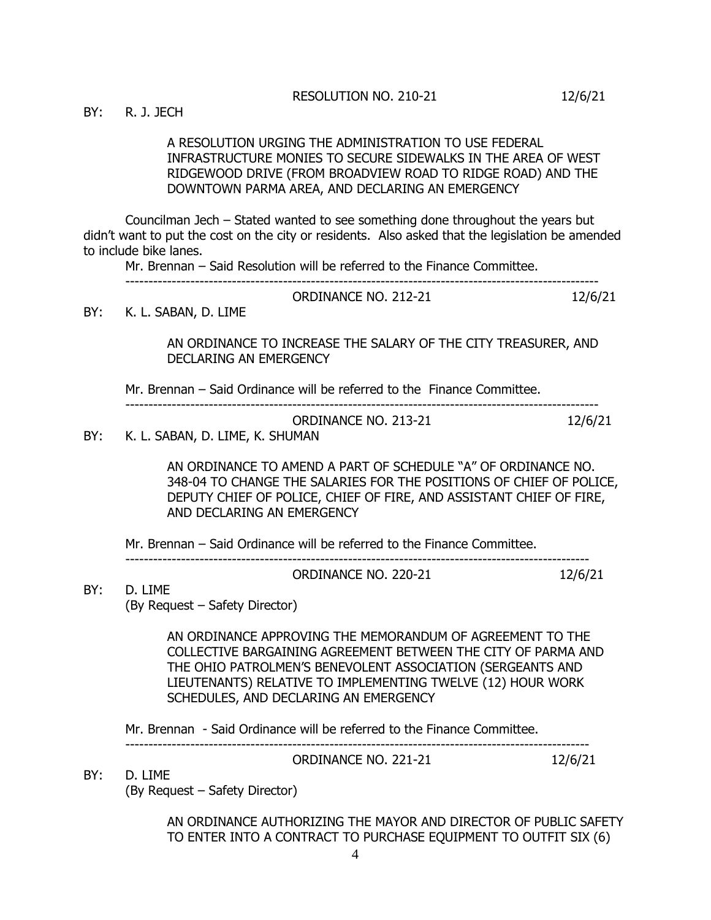RESOLUTION NO. 210-21 12/6/21

BY: R. J. JECH

A RESOLUTION URGING THE ADMINISTRATION TO USE FEDERAL INFRASTRUCTURE MONIES TO SECURE SIDEWALKS IN THE AREA OF WEST RIDGEWOOD DRIVE (FROM BROADVIEW ROAD TO RIDGE ROAD) AND THE DOWNTOWN PARMA AREA, AND DECLARING AN EMERGENCY

Councilman Jech – Stated wanted to see something done throughout the years but didn't want to put the cost on the city or residents. Also asked that the legislation be amended to include bike lanes.

Mr. Brennan – Said Resolution will be referred to the Finance Committee.

---

ORDINANCE NO. 212-21 12/6/21

BY: K. L. SABAN, D. LIME

AN ORDINANCE TO INCREASE THE SALARY OF THE CITY TREASURER, AND DECLARING AN EMERGENCY

Mr. Brennan – Said Ordinance will be referred to the Finance Committee.

---

ORDINANCE NO. 213-21 12/6/21

BY: K. L. SABAN, D. LIME, K. SHUMAN

AN ORDINANCE TO AMEND A PART OF SCHEDULE "A" OF ORDINANCE NO. 348-04 TO CHANGE THE SALARIES FOR THE POSITIONS OF CHIEF OF POLICE, DEPUTY CHIEF OF POLICE, CHIEF OF FIRE, AND ASSISTANT CHIEF OF FIRE, AND DECLARING AN EMERGENCY

Mr. Brennan – Said Ordinance will be referred to the Finance Committee.

---

ORDINANCE NO. 220-21 12/6/21

BY: D. LIME
(By Request – Safety Director)

AN ORDINANCE APPROVING THE MEMORANDUM OF AGREEMENT TO THE COLLECTIVE BARGAINING AGREEMENT BETWEEN THE CITY OF PARMA AND THE OHIO PATROLMEN'S BENEVOLENT ASSOCIATION (SERGEANTS AND LIEUTENANTS) RELATIVE TO IMPLEMENTING TWELVE (12) HOUR WORK SCHEDULES, AND DECLARING AN EMERGENCY

Mr. Brennan - Said Ordinance will be referred to the Finance Committee.

---

ORDINANCE NO. 221-21 12/6/21

BY: D. LIME
(By Request – Safety Director)

AN ORDINANCE AUTHORIZING THE MAYOR AND DIRECTOR OF PUBLIC SAFETY TO ENTER INTO A CONTRACT TO PURCHASE EQUIPMENT TO OUTFIT SIX (6)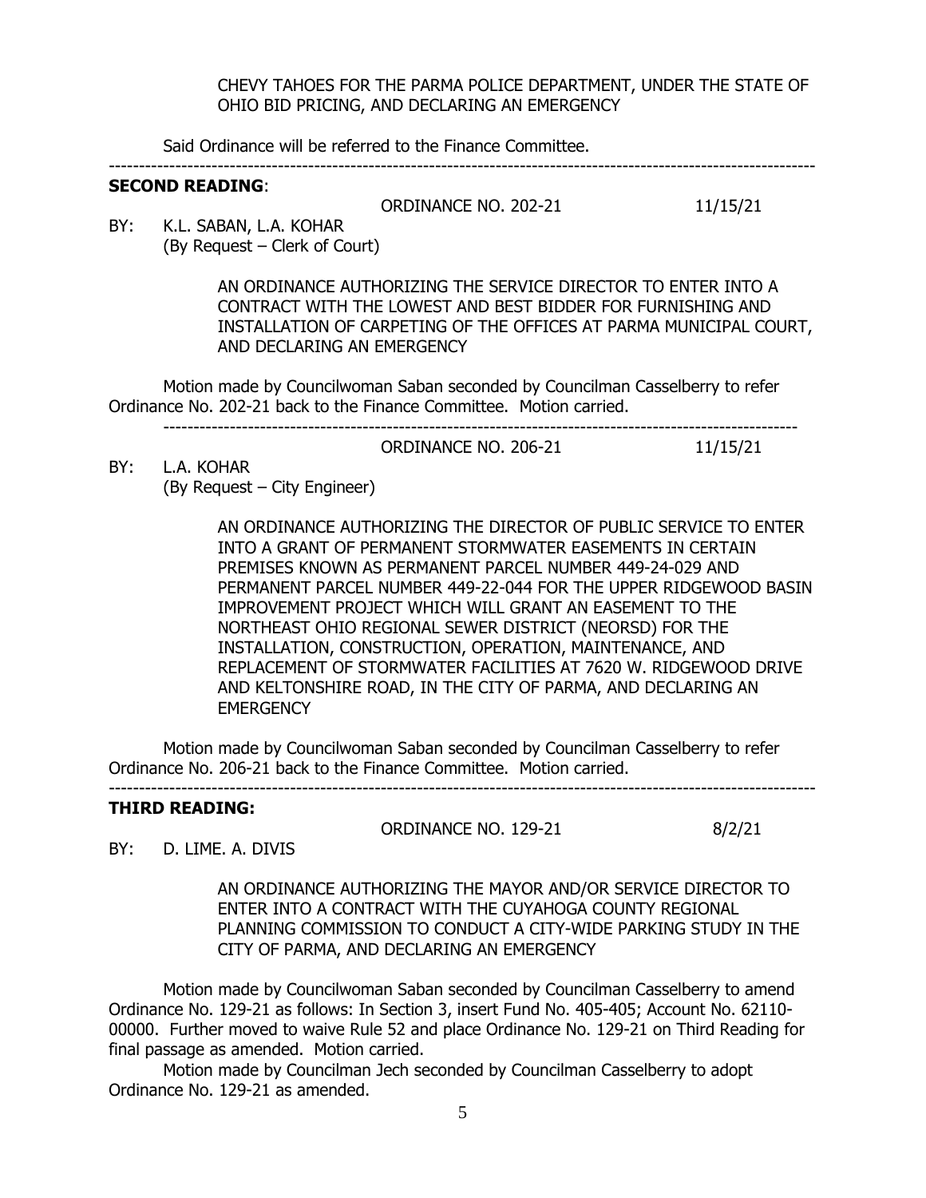CHEVY TAHOES FOR THE PARMA POLICE DEPARTMENT, UNDER THE STATE OF OHIO BID PRICING, AND DECLARING AN EMERGENCY

Said Ordinance will be referred to the Finance Committee.

---

**SECOND READING**:

ORDINANCE NO. 202-21 11/15/21

BY: K.L. SABAN, L.A. KOHAR
(By Request – Clerk of Court)

AN ORDINANCE AUTHORIZING THE SERVICE DIRECTOR TO ENTER INTO A CONTRACT WITH THE LOWEST AND BEST BIDDER FOR FURNISHING AND INSTALLATION OF CARPETING OF THE OFFICES AT PARMA MUNICIPAL COURT, AND DECLARING AN EMERGENCY

Motion made by Councilwoman Saban seconded by Councilman Casselberry to refer Ordinance No. 202-21 back to the Finance Committee. Motion carried.

---

ORDINANCE NO. 206-21 11/15/21

BY: L.A. KOHAR
(By Request – City Engineer)

AN ORDINANCE AUTHORIZING THE DIRECTOR OF PUBLIC SERVICE TO ENTER INTO A GRANT OF PERMANENT STORMWATER EASEMENTS IN CERTAIN PREMISES KNOWN AS PERMANENT PARCEL NUMBER 449-24-029 AND PERMANENT PARCEL NUMBER 449-22-044 FOR THE UPPER RIDGEWOOD BASIN IMPROVEMENT PROJECT WHICH WILL GRANT AN EASEMENT TO THE NORTHEAST OHIO REGIONAL SEWER DISTRICT (NEORSD) FOR THE INSTALLATION, CONSTRUCTION, OPERATION, MAINTENANCE, AND REPLACEMENT OF STORMWATER FACILITIES AT 7620 W. RIDGEWOOD DRIVE AND KELTONSHIRE ROAD, IN THE CITY OF PARMA, AND DECLARING AN EMERGENCY

Motion made by Councilwoman Saban seconded by Councilman Casselberry to refer Ordinance No. 206-21 back to the Finance Committee. Motion carried.

---

**THIRD READING:**

ORDINANCE NO. 129-21 8/2/21

BY: D. LIME. A. DIVIS

AN ORDINANCE AUTHORIZING THE MAYOR AND/OR SERVICE DIRECTOR TO ENTER INTO A CONTRACT WITH THE CUYAHOGA COUNTY REGIONAL PLANNING COMMISSION TO CONDUCT A CITY-WIDE PARKING STUDY IN THE CITY OF PARMA, AND DECLARING AN EMERGENCY

Motion made by Councilwoman Saban seconded by Councilman Casselberry to amend Ordinance No. 129-21 as follows: In Section 3, insert Fund No. 405-405; Account No. 62110-00000. Further moved to waive Rule 52 and place Ordinance No. 129-21 on Third Reading for final passage as amended. Motion carried.

Motion made by Councilman Jech seconded by Councilman Casselberry to adopt Ordinance No. 129-21 as amended.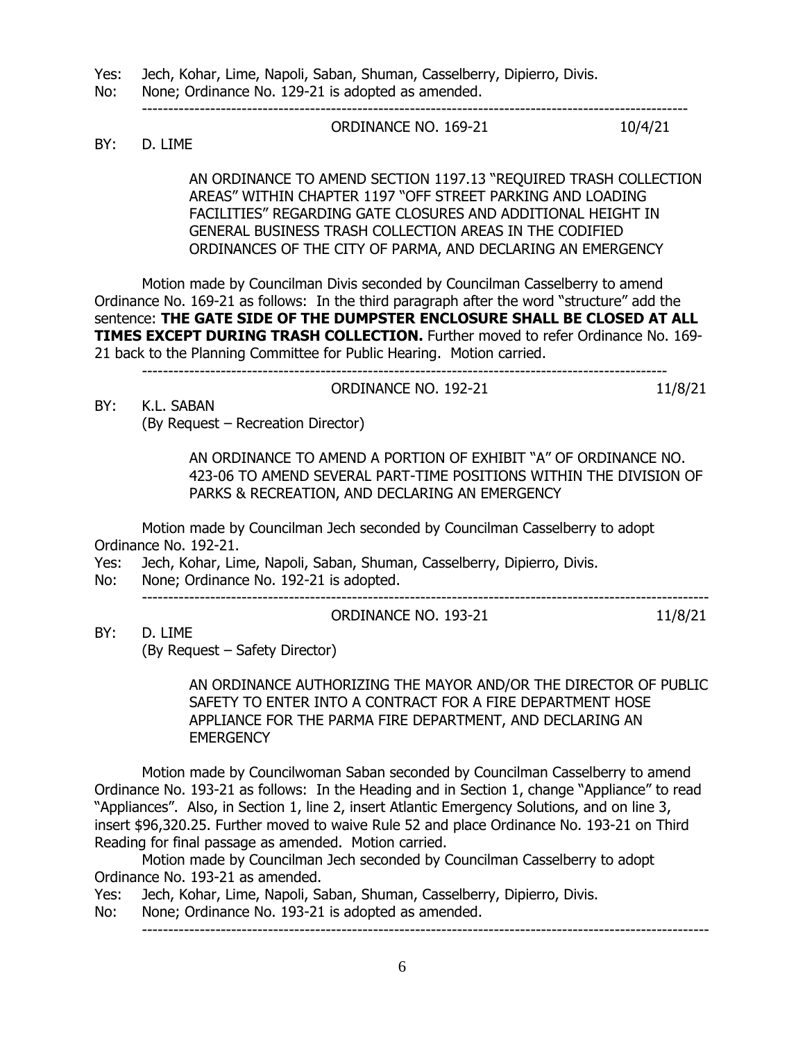Yes: Jech, Kohar, Lime, Napoli, Saban, Shuman, Casselberry, Dipierro, Divis.
No: None; Ordinance No. 129-21 is adopted as amended.

---

ORDINANCE NO. 169-21 10/4/21

BY: D. LIME

AN ORDINANCE TO AMEND SECTION 1197.13 "REQUIRED TRASH COLLECTION AREAS" WITHIN CHAPTER 1197 "OFF STREET PARKING AND LOADING FACILITIES" REGARDING GATE CLOSURES AND ADDITIONAL HEIGHT IN GENERAL BUSINESS TRASH COLLECTION AREAS IN THE CODIFIED ORDINANCES OF THE CITY OF PARMA, AND DECLARING AN EMERGENCY

Motion made by Councilman Divis seconded by Councilman Casselberry to amend Ordinance No. 169-21 as follows: In the third paragraph after the word "structure" add the sentence: **THE GATE SIDE OF THE DUMPSTER ENCLOSURE SHALL BE CLOSED AT ALL TIMES EXCEPT DURING TRASH COLLECTION.** Further moved to refer Ordinance No. 169-21 back to the Planning Committee for Public Hearing. Motion carried.

---

ORDINANCE NO. 192-21 11/8/21

BY: K.L. SABAN
(By Request – Recreation Director)

AN ORDINANCE TO AMEND A PORTION OF EXHIBIT "A" OF ORDINANCE NO. 423-06 TO AMEND SEVERAL PART-TIME POSITIONS WITHIN THE DIVISION OF PARKS & RECREATION, AND DECLARING AN EMERGENCY

Motion made by Councilman Jech seconded by Councilman Casselberry to adopt Ordinance No. 192-21.

Yes: Jech, Kohar, Lime, Napoli, Saban, Shuman, Casselberry, Dipierro, Divis.
No: None; Ordinance No. 192-21 is adopted.

---

ORDINANCE NO. 193-21 11/8/21

BY: D. LIME
(By Request – Safety Director)

AN ORDINANCE AUTHORIZING THE MAYOR AND/OR THE DIRECTOR OF PUBLIC SAFETY TO ENTER INTO A CONTRACT FOR A FIRE DEPARTMENT HOSE APPLIANCE FOR THE PARMA FIRE DEPARTMENT, AND DECLARING AN EMERGENCY

Motion made by Councilwoman Saban seconded by Councilman Casselberry to amend Ordinance No. 193-21 as follows: In the Heading and in Section 1, change "Appliance" to read "Appliances". Also, in Section 1, line 2, insert Atlantic Emergency Solutions, and on line 3, insert $96,320.25. Further moved to waive Rule 52 and place Ordinance No. 193-21 on Third Reading for final passage as amended. Motion carried.

Motion made by Councilman Jech seconded by Councilman Casselberry to adopt Ordinance No. 193-21 as amended.

Yes: Jech, Kohar, Lime, Napoli, Saban, Shuman, Casselberry, Dipierro, Divis.
No: None; Ordinance No. 193-21 is adopted as amended.

---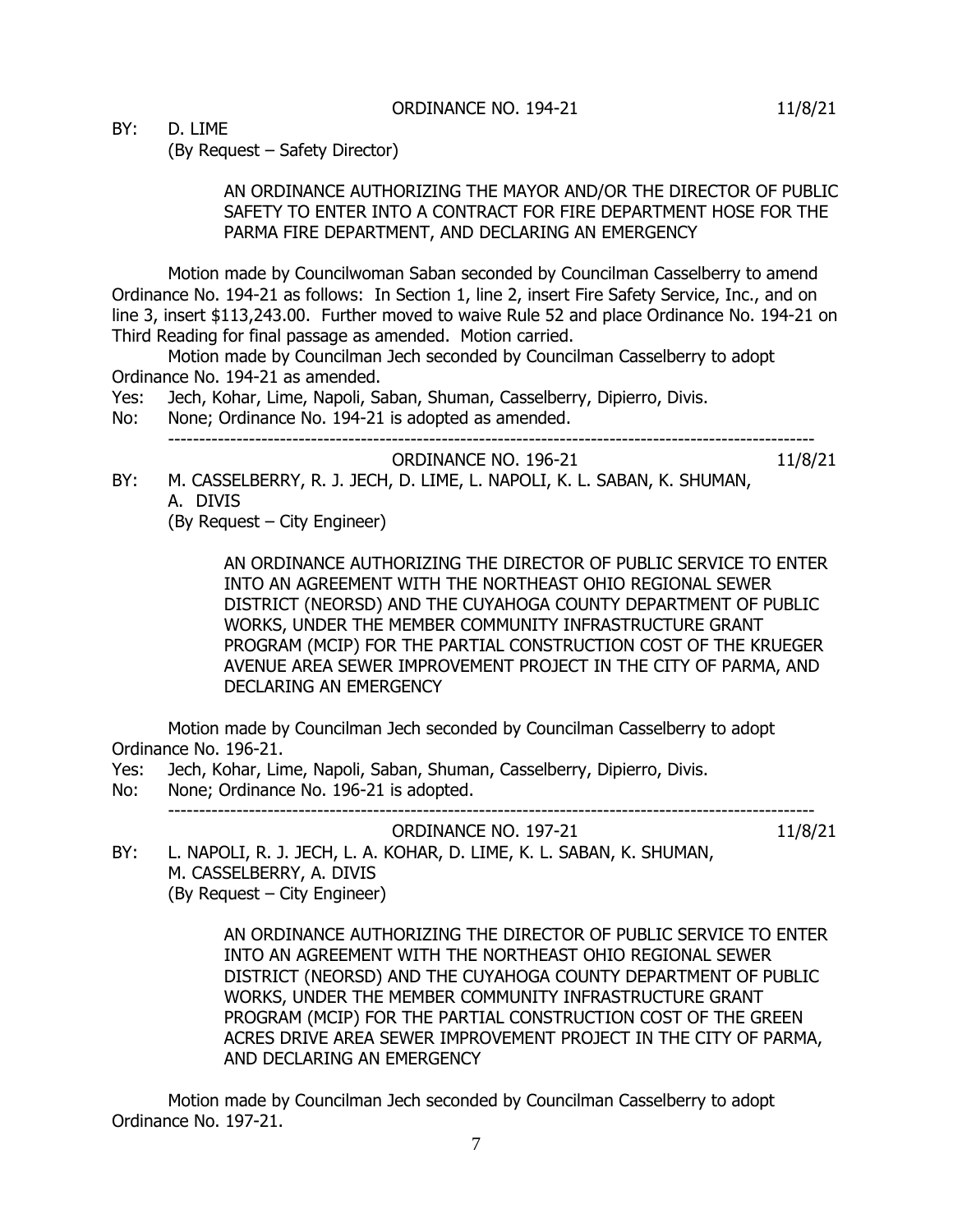ORDINANCE NO. 194-21 11/8/21

BY: D. LIME
(By Request – Safety Director)

AN ORDINANCE AUTHORIZING THE MAYOR AND/OR THE DIRECTOR OF PUBLIC SAFETY TO ENTER INTO A CONTRACT FOR FIRE DEPARTMENT HOSE FOR THE PARMA FIRE DEPARTMENT, AND DECLARING AN EMERGENCY

Motion made by Councilwoman Saban seconded by Councilman Casselberry to amend Ordinance No. 194-21 as follows: In Section 1, line 2, insert Fire Safety Service, Inc., and on line 3, insert $113,243.00. Further moved to waive Rule 52 and place Ordinance No. 194-21 on Third Reading for final passage as amended. Motion carried.

Motion made by Councilman Jech seconded by Councilman Casselberry to adopt Ordinance No. 194-21 as amended.

Yes: Jech, Kohar, Lime, Napoli, Saban, Shuman, Casselberry, Dipierro, Divis.
No: None; Ordinance No. 194-21 is adopted as amended.

---

ORDINANCE NO. 196-21 11/8/21

BY: M. CASSELBERRY, R. J. JECH, D. LIME, L. NAPOLI, K. L. SABAN, K. SHUMAN, A. DIVIS
(By Request – City Engineer)

AN ORDINANCE AUTHORIZING THE DIRECTOR OF PUBLIC SERVICE TO ENTER INTO AN AGREEMENT WITH THE NORTHEAST OHIO REGIONAL SEWER DISTRICT (NEORSD) AND THE CUYAHOGA COUNTY DEPARTMENT OF PUBLIC WORKS, UNDER THE MEMBER COMMUNITY INFRASTRUCTURE GRANT PROGRAM (MCIP) FOR THE PARTIAL CONSTRUCTION COST OF THE KRUEGER AVENUE AREA SEWER IMPROVEMENT PROJECT IN THE CITY OF PARMA, AND DECLARING AN EMERGENCY

Motion made by Councilman Jech seconded by Councilman Casselberry to adopt Ordinance No. 196-21.

Yes: Jech, Kohar, Lime, Napoli, Saban, Shuman, Casselberry, Dipierro, Divis.
No: None; Ordinance No. 196-21 is adopted.

---

ORDINANCE NO. 197-21 11/8/21

BY: L. NAPOLI, R. J. JECH, L. A. KOHAR, D. LIME, K. L. SABAN, K. SHUMAN, M. CASSELBERRY, A. DIVIS
(By Request – City Engineer)

AN ORDINANCE AUTHORIZING THE DIRECTOR OF PUBLIC SERVICE TO ENTER INTO AN AGREEMENT WITH THE NORTHEAST OHIO REGIONAL SEWER DISTRICT (NEORSD) AND THE CUYAHOGA COUNTY DEPARTMENT OF PUBLIC WORKS, UNDER THE MEMBER COMMUNITY INFRASTRUCTURE GRANT PROGRAM (MCIP) FOR THE PARTIAL CONSTRUCTION COST OF THE GREEN ACRES DRIVE AREA SEWER IMPROVEMENT PROJECT IN THE CITY OF PARMA, AND DECLARING AN EMERGENCY

Motion made by Councilman Jech seconded by Councilman Casselberry to adopt Ordinance No. 197-21.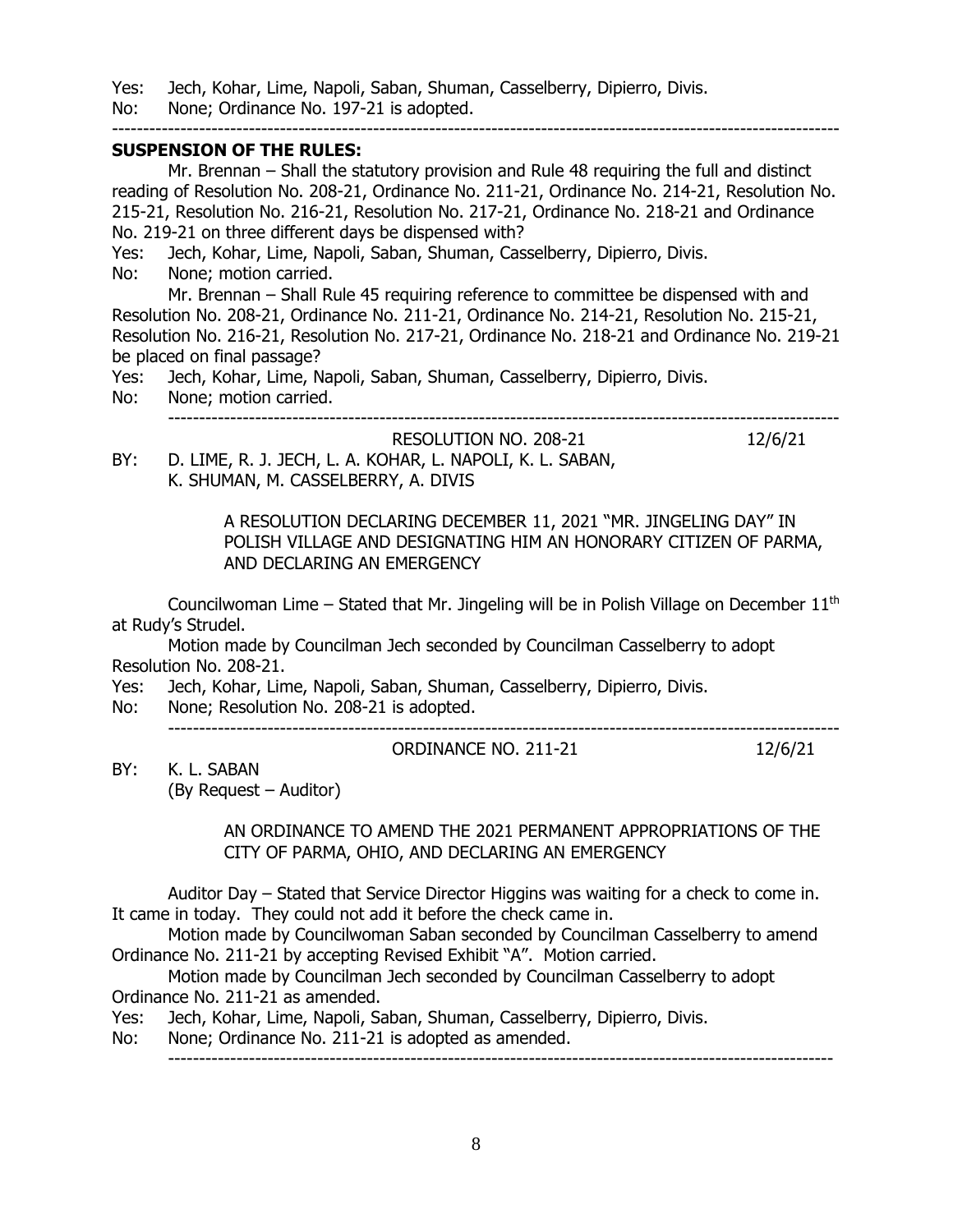Yes: Jech, Kohar, Lime, Napoli, Saban, Shuman, Casselberry, Dipierro, Divis.
No: None; Ordinance No. 197-21 is adopted.

---

**SUSPENSION OF THE RULES:**

Mr. Brennan – Shall the statutory provision and Rule 48 requiring the full and distinct reading of Resolution No. 208-21, Ordinance No. 211-21, Ordinance No. 214-21, Resolution No. 215-21, Resolution No. 216-21, Resolution No. 217-21, Ordinance No. 218-21 and Ordinance No. 219-21 on three different days be dispensed with?

Yes: Jech, Kohar, Lime, Napoli, Saban, Shuman, Casselberry, Dipierro, Divis.
No: None; motion carried.

Mr. Brennan – Shall Rule 45 requiring reference to committee be dispensed with and Resolution No. 208-21, Ordinance No. 211-21, Ordinance No. 214-21, Resolution No. 215-21, Resolution No. 216-21, Resolution No. 217-21, Ordinance No. 218-21 and Ordinance No. 219-21 be placed on final passage?

Yes: Jech, Kohar, Lime, Napoli, Saban, Shuman, Casselberry, Dipierro, Divis.
No: None; motion carried.

---

RESOLUTION NO. 208-21 12/6/21

BY: D. LIME, R. J. JECH, L. A. KOHAR, L. NAPOLI, K. L. SABAN, K. SHUMAN, M. CASSELBERRY, A. DIVIS

A RESOLUTION DECLARING DECEMBER 11, 2021 "MR. JINGELING DAY" IN POLISH VILLAGE AND DESIGNATING HIM AN HONORARY CITIZEN OF PARMA, AND DECLARING AN EMERGENCY

Councilwoman Lime – Stated that Mr. Jingeling will be in Polish Village on December 11th at Rudy's Strudel.

Motion made by Councilman Jech seconded by Councilman Casselberry to adopt Resolution No. 208-21.

Yes: Jech, Kohar, Lime, Napoli, Saban, Shuman, Casselberry, Dipierro, Divis.
No: None; Resolution No. 208-21 is adopted.

---

ORDINANCE NO. 211-21 12/6/21

BY: K. L. SABAN
(By Request – Auditor)

AN ORDINANCE TO AMEND THE 2021 PERMANENT APPROPRIATIONS OF THE CITY OF PARMA, OHIO, AND DECLARING AN EMERGENCY

Auditor Day – Stated that Service Director Higgins was waiting for a check to come in. It came in today. They could not add it before the check came in.

Motion made by Councilwoman Saban seconded by Councilman Casselberry to amend Ordinance No. 211-21 by accepting Revised Exhibit "A". Motion carried.

Motion made by Councilman Jech seconded by Councilman Casselberry to adopt Ordinance No. 211-21 as amended.

Yes: Jech, Kohar, Lime, Napoli, Saban, Shuman, Casselberry, Dipierro, Divis.
No: None; Ordinance No. 211-21 is adopted as amended.

---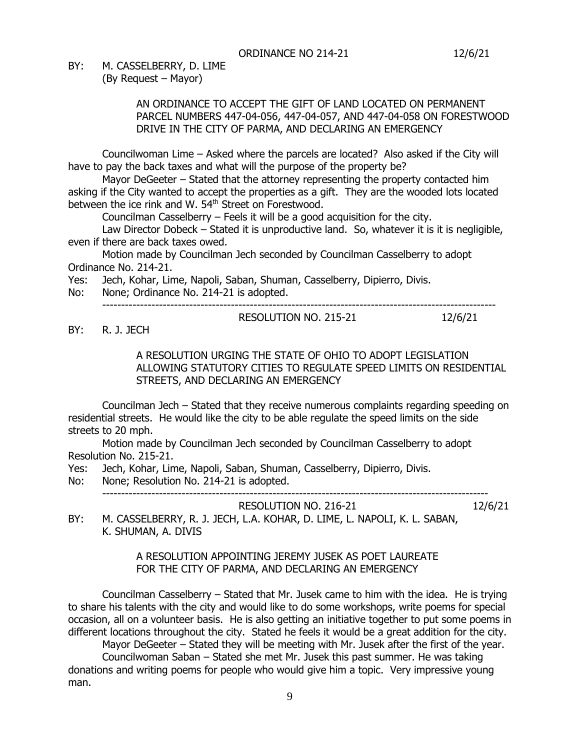ORDINANCE NO 214-21 12/6/21

BY: M. CASSELBERRY, D. LIME
(By Request – Mayor)

AN ORDINANCE TO ACCEPT THE GIFT OF LAND LOCATED ON PERMANENT PARCEL NUMBERS 447-04-056, 447-04-057, AND 447-04-058 ON FORESTWOOD DRIVE IN THE CITY OF PARMA, AND DECLARING AN EMERGENCY

Councilwoman Lime – Asked where the parcels are located? Also asked if the City will have to pay the back taxes and what will the purpose of the property be?

Mayor DeGeeter – Stated that the attorney representing the property contacted him asking if the City wanted to accept the properties as a gift. They are the wooded lots located between the ice rink and W. 54th Street on Forestwood.

Councilman Casselberry – Feels it will be a good acquisition for the city.

Law Director Dobeck – Stated it is unproductive land. So, whatever it is it is negligible, even if there are back taxes owed.

Motion made by Councilman Jech seconded by Councilman Casselberry to adopt Ordinance No. 214-21.

Yes: Jech, Kohar, Lime, Napoli, Saban, Shuman, Casselberry, Dipierro, Divis.
No: None; Ordinance No. 214-21 is adopted.

---

RESOLUTION NO. 215-21 12/6/21

BY: R. J. JECH

A RESOLUTION URGING THE STATE OF OHIO TO ADOPT LEGISLATION ALLOWING STATUTORY CITIES TO REGULATE SPEED LIMITS ON RESIDENTIAL STREETS, AND DECLARING AN EMERGENCY

Councilman Jech – Stated that they receive numerous complaints regarding speeding on residential streets. He would like the city to be able regulate the speed limits on the side streets to 20 mph.

Motion made by Councilman Jech seconded by Councilman Casselberry to adopt Resolution No. 215-21.

Yes: Jech, Kohar, Lime, Napoli, Saban, Shuman, Casselberry, Dipierro, Divis.
No: None; Resolution No. 214-21 is adopted.

---

RESOLUTION NO. 216-21 12/6/21

BY: M. CASSELBERRY, R. J. JECH, L.A. KOHAR, D. LIME, L. NAPOLI, K. L. SABAN, K. SHUMAN, A. DIVIS

A RESOLUTION APPOINTING JEREMY JUSEK AS POET LAUREATE FOR THE CITY OF PARMA, AND DECLARING AN EMERGENCY

Councilman Casselberry – Stated that Mr. Jusek came to him with the idea. He is trying to share his talents with the city and would like to do some workshops, write poems for special occasion, all on a volunteer basis. He is also getting an initiative together to put some poems in different locations throughout the city. Stated he feels it would be a great addition for the city.

Mayor DeGeeter – Stated they will be meeting with Mr. Jusek after the first of the year.

Councilwoman Saban – Stated she met Mr. Jusek this past summer. He was taking donations and writing poems for people who would give him a topic. Very impressive young man.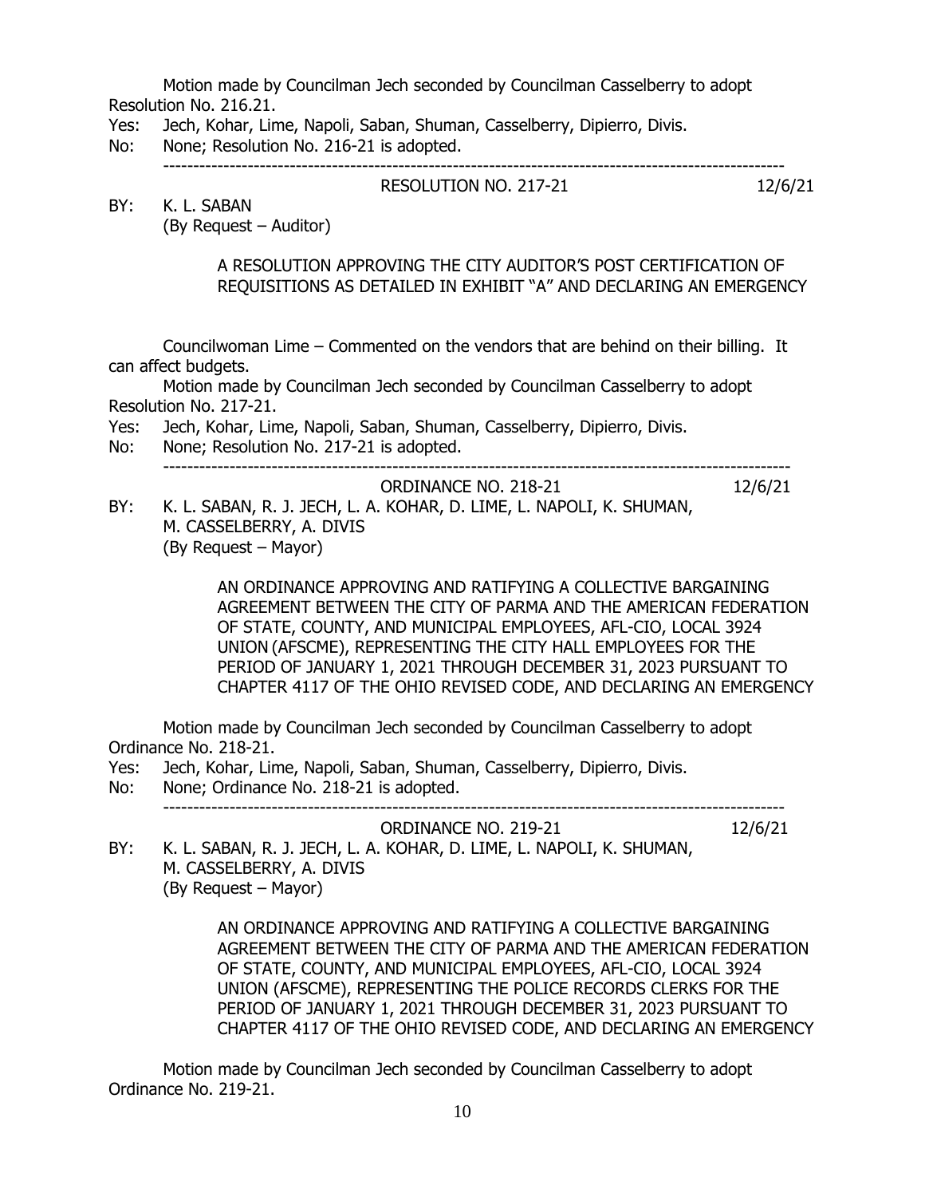Motion made by Councilman Jech seconded by Councilman Casselberry to adopt Resolution No. 216.21.

Yes: Jech, Kohar, Lime, Napoli, Saban, Shuman, Casselberry, Dipierro, Divis.

No: None; Resolution No. 216-21 is adopted.

---

RESOLUTION NO. 217-21 12/6/21

BY: K. L. SABAN
(By Request – Auditor)

A RESOLUTION APPROVING THE CITY AUDITOR'S POST CERTIFICATION OF REQUISITIONS AS DETAILED IN EXHIBIT "A" AND DECLARING AN EMERGENCY

Councilwoman Lime – Commented on the vendors that are behind on their billing. It can affect budgets.

Motion made by Councilman Jech seconded by Councilman Casselberry to adopt Resolution No. 217-21.

Yes: Jech, Kohar, Lime, Napoli, Saban, Shuman, Casselberry, Dipierro, Divis.

No: None; Resolution No. 217-21 is adopted.

---

ORDINANCE NO. 218-21 12/6/21

BY: K. L. SABAN, R. J. JECH, L. A. KOHAR, D. LIME, L. NAPOLI, K. SHUMAN, M. CASSELBERRY, A. DIVIS
(By Request – Mayor)

AN ORDINANCE APPROVING AND RATIFYING A COLLECTIVE BARGAINING AGREEMENT BETWEEN THE CITY OF PARMA AND THE AMERICAN FEDERATION OF STATE, COUNTY, AND MUNICIPAL EMPLOYEES, AFL-CIO, LOCAL 3924 UNION (AFSCME), REPRESENTING THE CITY HALL EMPLOYEES FOR THE PERIOD OF JANUARY 1, 2021 THROUGH DECEMBER 31, 2023 PURSUANT TO CHAPTER 4117 OF THE OHIO REVISED CODE, AND DECLARING AN EMERGENCY

Motion made by Councilman Jech seconded by Councilman Casselberry to adopt Ordinance No. 218-21.

Yes: Jech, Kohar, Lime, Napoli, Saban, Shuman, Casselberry, Dipierro, Divis.

No: None; Ordinance No. 218-21 is adopted.

---

ORDINANCE NO. 219-21 12/6/21

BY: K. L. SABAN, R. J. JECH, L. A. KOHAR, D. LIME, L. NAPOLI, K. SHUMAN, M. CASSELBERRY, A. DIVIS
(By Request – Mayor)

AN ORDINANCE APPROVING AND RATIFYING A COLLECTIVE BARGAINING AGREEMENT BETWEEN THE CITY OF PARMA AND THE AMERICAN FEDERATION OF STATE, COUNTY, AND MUNICIPAL EMPLOYEES, AFL-CIO, LOCAL 3924 UNION (AFSCME), REPRESENTING THE POLICE RECORDS CLERKS FOR THE PERIOD OF JANUARY 1, 2021 THROUGH DECEMBER 31, 2023 PURSUANT TO CHAPTER 4117 OF THE OHIO REVISED CODE, AND DECLARING AN EMERGENCY

Motion made by Councilman Jech seconded by Councilman Casselberry to adopt Ordinance No. 219-21.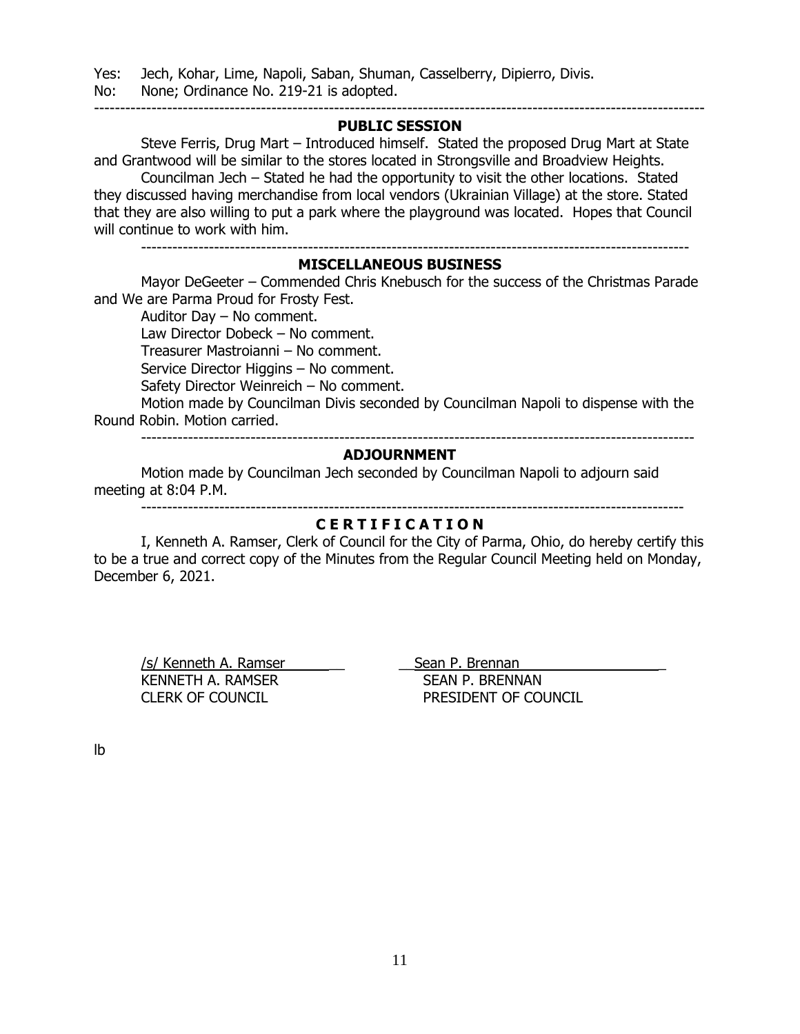Yes: Jech, Kohar, Lime, Napoli, Saban, Shuman, Casselberry, Dipierro, Divis.
No: None; Ordinance No. 219-21 is adopted.

---

## PUBLIC SESSION

Steve Ferris, Drug Mart – Introduced himself. Stated the proposed Drug Mart at State and Grantwood will be similar to the stores located in Strongsville and Broadview Heights.

Councilman Jech – Stated he had the opportunity to visit the other locations. Stated they discussed having merchandise from local vendors (Ukrainian Village) at the store. Stated that they are also willing to put a park where the playground was located. Hopes that Council will continue to work with him.

---

## MISCELLANEOUS BUSINESS

Mayor DeGeeter – Commended Chris Knebusch for the success of the Christmas Parade and We are Parma Proud for Frosty Fest.

Auditor Day – No comment.

Law Director Dobeck – No comment.

Treasurer Mastroianni – No comment.

Service Director Higgins – No comment.

Safety Director Weinreich – No comment.

Motion made by Councilman Divis seconded by Councilman Napoli to dispense with the Round Robin. Motion carried.

---

## ADJOURNMENT

Motion made by Councilman Jech seconded by Councilman Napoli to adjourn said meeting at 8:04 P.M.

---

## C E R T I F I C A T I O N

I, Kenneth A. Ramser, Clerk of Council for the City of Parma, Ohio, do hereby certify this to be a true and correct copy of the Minutes from the Regular Council Meeting held on Monday, December 6, 2021.

| | |
|---|---|
| /s/ Kenneth A. Ramser | Sean P. Brennan |
| KENNETH A. RAMSER | SEAN P. BRENNAN |
| CLERK OF COUNCIL | PRESIDENT OF COUNCIL |

lb